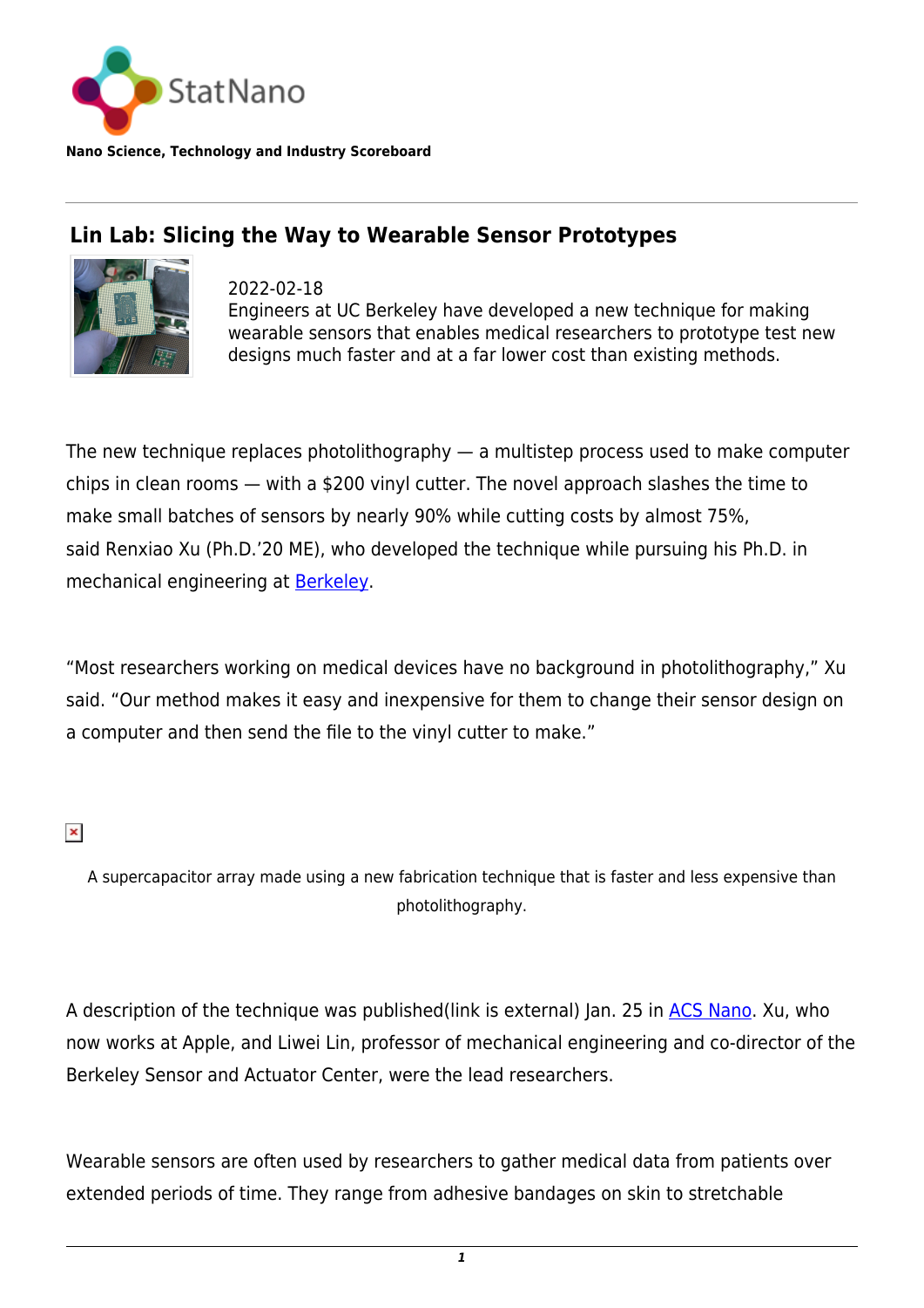StatNano

**Nano Science, Technology and Industry Scoreboard**

## Lin Lab: Slicing the Way to Wearable Sensor Prototypes

2022-02-18
Engineers at UC Berkeley have developed a new technique for making wearable sensors that enables medical researchers to prototype test new designs much faster and at a far lower cost than existing methods.

The new technique replaces photolithography — a multistep process used to make computer chips in clean rooms — with a $200 vinyl cutter. The novel approach slashes the time to make small batches of sensors by nearly 90% while cutting costs by almost 75%, said Renxiao Xu (Ph.D.'20 ME), who developed the technique while pursuing his Ph.D. in mechanical engineering at Berkeley.

"Most researchers working on medical devices have no background in photolithography," Xu said. "Our method makes it easy and inexpensive for them to change their sensor design on a computer and then send the file to the vinyl cutter to make."

A supercapacitor array made using a new fabrication technique that is faster and less expensive than photolithography.

A description of the technique was published(link is external) Jan. 25 in ACS Nano. Xu, who now works at Apple, and Liwei Lin, professor of mechanical engineering and co-director of the Berkeley Sensor and Actuator Center, were the lead researchers.

Wearable sensors are often used by researchers to gather medical data from patients over extended periods of time. They range from adhesive bandages on skin to stretchable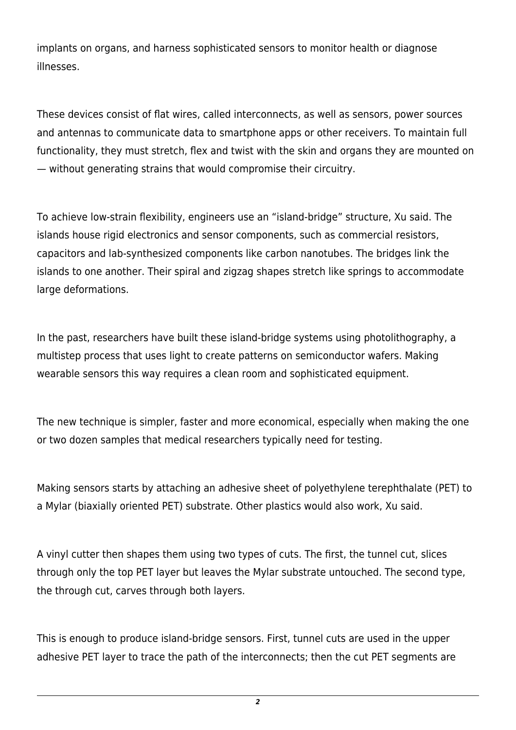implants on organs, and harness sophisticated sensors to monitor health or diagnose illnesses.

These devices consist of flat wires, called interconnects, as well as sensors, power sources and antennas to communicate data to smartphone apps or other receivers. To maintain full functionality, they must stretch, flex and twist with the skin and organs they are mounted on — without generating strains that would compromise their circuitry.

To achieve low-strain flexibility, engineers use an "island-bridge" structure, Xu said. The islands house rigid electronics and sensor components, such as commercial resistors, capacitors and lab-synthesized components like carbon nanotubes. The bridges link the islands to one another. Their spiral and zigzag shapes stretch like springs to accommodate large deformations.

In the past, researchers have built these island-bridge systems using photolithography, a multistep process that uses light to create patterns on semiconductor wafers. Making wearable sensors this way requires a clean room and sophisticated equipment.

The new technique is simpler, faster and more economical, especially when making the one or two dozen samples that medical researchers typically need for testing.

Making sensors starts by attaching an adhesive sheet of polyethylene terephthalate (PET) to a Mylar (biaxially oriented PET) substrate. Other plastics would also work, Xu said.

A vinyl cutter then shapes them using two types of cuts. The first, the tunnel cut, slices through only the top PET layer but leaves the Mylar substrate untouched. The second type, the through cut, carves through both layers.

This is enough to produce island-bridge sensors. First, tunnel cuts are used in the upper adhesive PET layer to trace the path of the interconnects; then the cut PET segments are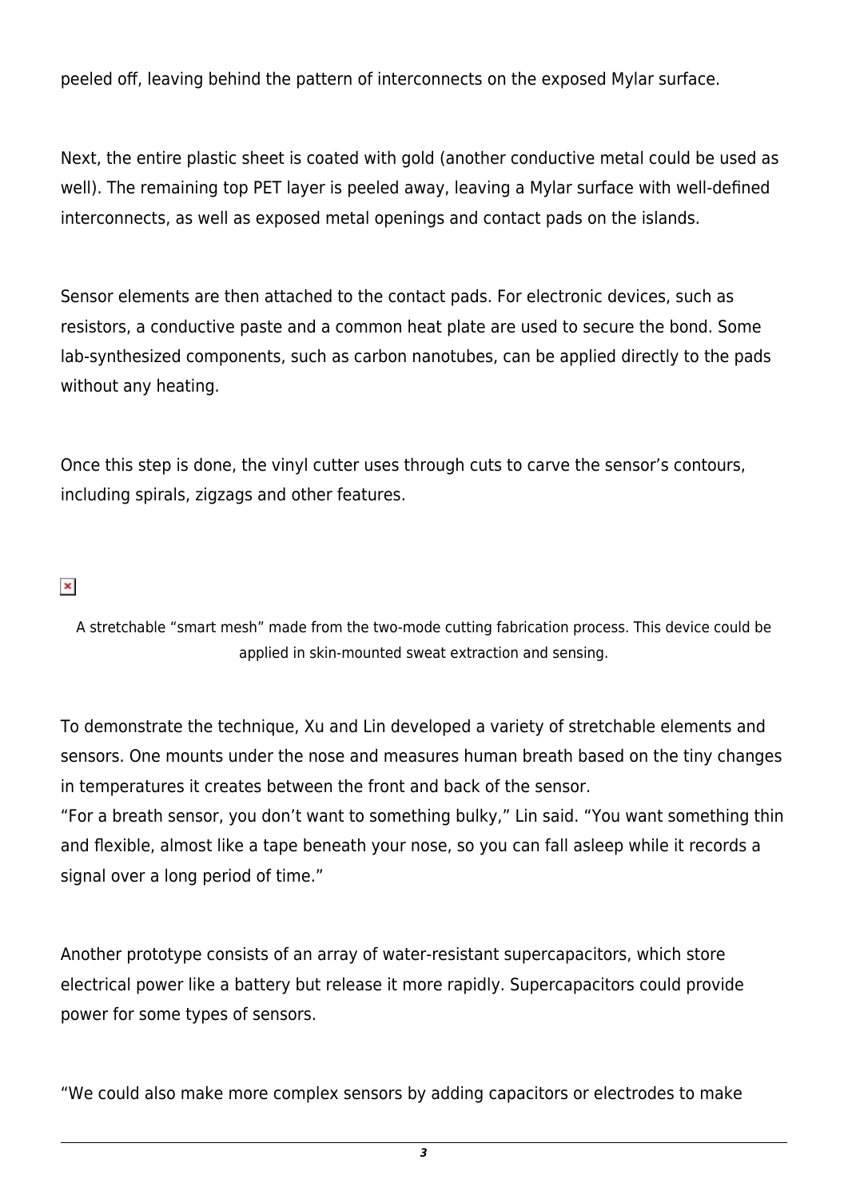peeled off, leaving behind the pattern of interconnects on the exposed Mylar surface.

Next, the entire plastic sheet is coated with gold (another conductive metal could be used as well). The remaining top PET layer is peeled away, leaving a Mylar surface with well-defined interconnects, as well as exposed metal openings and contact pads on the islands.

Sensor elements are then attached to the contact pads. For electronic devices, such as resistors, a conductive paste and a common heat plate are used to secure the bond. Some lab-synthesized components, such as carbon nanotubes, can be applied directly to the pads without any heating.

Once this step is done, the vinyl cutter uses through cuts to carve the sensor's contours, including spirals, zigzags and other features.

A stretchable "smart mesh" made from the two-mode cutting fabrication process. This device could be applied in skin-mounted sweat extraction and sensing.

To demonstrate the technique, Xu and Lin developed a variety of stretchable elements and sensors. One mounts under the nose and measures human breath based on the tiny changes in temperatures it creates between the front and back of the sensor.
"For a breath sensor, you don't want to something bulky," Lin said. "You want something thin and flexible, almost like a tape beneath your nose, so you can fall asleep while it records a signal over a long period of time."

Another prototype consists of an array of water-resistant supercapacitors, which store electrical power like a battery but release it more rapidly. Supercapacitors could provide power for some types of sensors.

"We could also make more complex sensors by adding capacitors or electrodes to make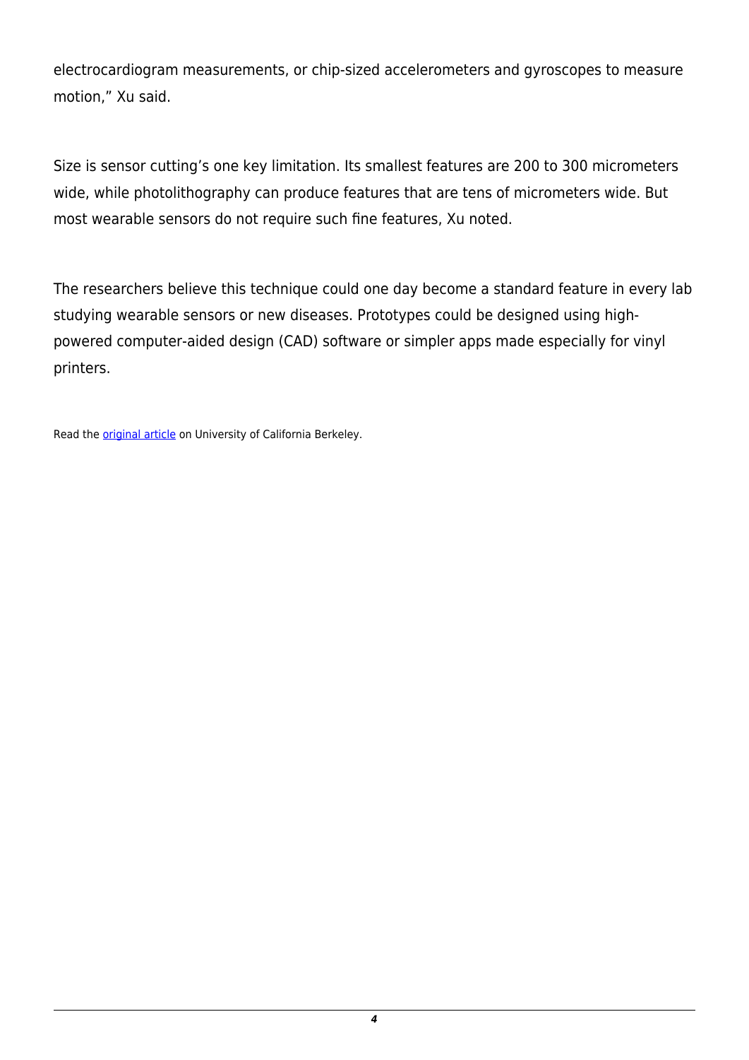electrocardiogram measurements, or chip-sized accelerometers and gyroscopes to measure motion," Xu said.

Size is sensor cutting's one key limitation. Its smallest features are 200 to 300 micrometers wide, while photolithography can produce features that are tens of micrometers wide. But most wearable sensors do not require such fine features, Xu noted.

The researchers believe this technique could one day become a standard feature in every lab studying wearable sensors or new diseases. Prototypes could be designed using high-powered computer-aided design (CAD) software or simpler apps made especially for vinyl printers.

Read the original article on University of California Berkeley.